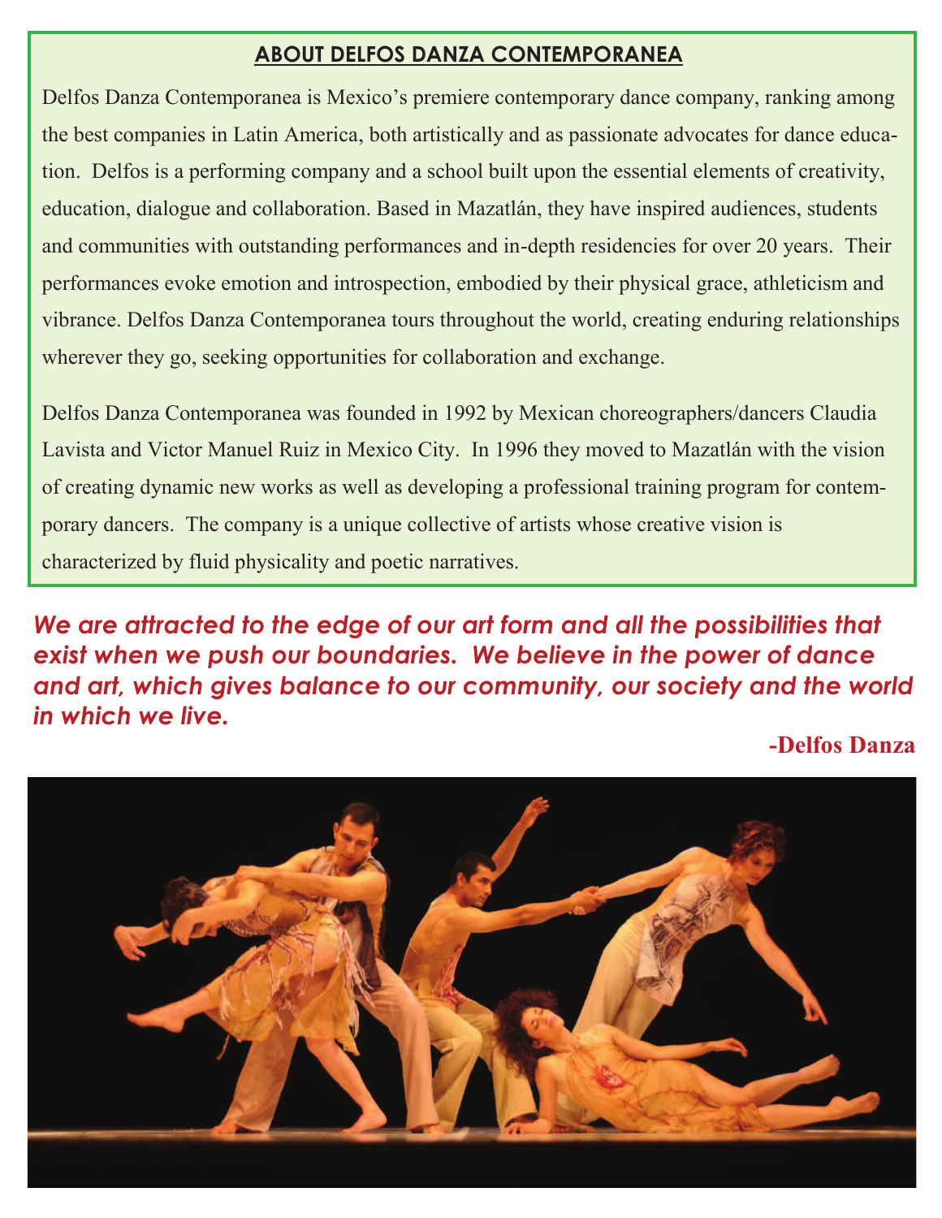## ABOUT DELFOS DANZA CONTEMPORANEA

Delfos Danza Contemporanea is Mexico's premiere contemporary dance company, ranking among the best companies in Latin America, both artistically and as passionate advocates for dance education. Delfos is a performing company and a school built upon the essential elements of creativity, education, dialogue and collaboration. Based in Mazatlán, they have inspired audiences, students and communities with outstanding performances and in-depth residencies for over 20 years. Their performances evoke emotion and introspection, embodied by their physical grace, athleticism and vibrance. Delfos Danza Contemporanea tours throughout the world, creating enduring relationships wherever they go, seeking opportunities for collaboration and exchange.

Delfos Danza Contemporanea was founded in 1992 by Mexican choreographers/dancers Claudia Lavista and Victor Manuel Ruiz in Mexico City. In 1996 they moved to Mazatlán with the vision of creating dynamic new works as well as developing a professional training program for contemporary dancers. The company is a unique collective of artists whose creative vision is characterized by fluid physicality and poetic narratives.

***We are attracted to the edge of our art form and all the possibilities that exist when we push our boundaries. We believe in the power of dance and art, which gives balance to our community, our society and the world in which we live.***

**-Delfos Danza**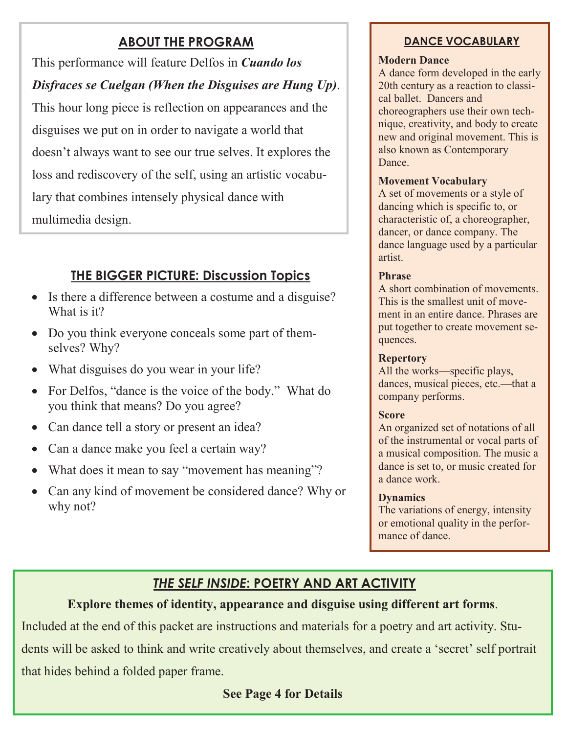## ABOUT THE PROGRAM

This performance will feature Delfos in ***Cuando los Disfraces se Cuelgan (When the Disguises are Hung Up)***. This hour long piece is reflection on appearances and the disguises we put on in order to navigate a world that doesn't always want to see our true selves. It explores the loss and rediscovery of the self, using an artistic vocabulary that combines intensely physical dance with multimedia design.

## THE BIGGER PICTURE: Discussion Topics

- Is there a difference between a costume and a disguise? What is it?
- Do you think everyone conceals some part of themselves? Why?
- What disguises do you wear in your life?
- For Delfos, "dance is the voice of the body." What do you think that means? Do you agree?
- Can dance tell a story or present an idea?
- Can a dance make you feel a certain way?
- What does it mean to say "movement has meaning"?
- Can any kind of movement be considered dance? Why or why not?

## DANCE VOCABULARY

**Modern Dance**
A dance form developed in the early 20th century as a reaction to classical ballet. Dancers and choreographers use their own technique, creativity, and body to create new and original movement. This is also known as Contemporary Dance.

**Movement Vocabulary**
A set of movements or a style of dancing which is specific to, or characteristic of, a choreographer, dancer, or dance company. The dance language used by a particular artist.

**Phrase**
A short combination of movements. This is the smallest unit of movement in an entire dance. Phrases are put together to create movement sequences.

**Repertory**
All the works—specific plays, dances, musical pieces, etc.—that a company performs.

**Score**
An organized set of notations of all of the instrumental or vocal parts of a musical composition. The music a dance is set to, or music created for a dance work.

**Dynamics**
The variations of energy, intensity or emotional quality in the performance of dance.

## *THE SELF INSIDE*: POETRY AND ART ACTIVITY

**Explore themes of identity, appearance and disguise using different art forms**.

Included at the end of this packet are instructions and materials for a poetry and art activity. Students will be asked to think and write creatively about themselves, and create a 'secret' self portrait that hides behind a folded paper frame.

**See Page 4 for Details**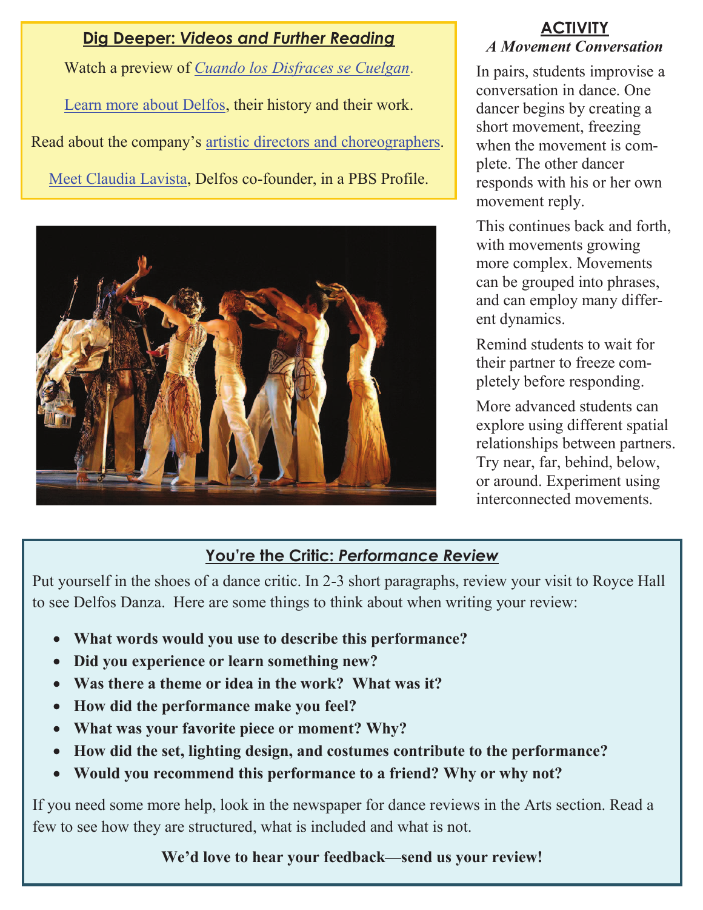## Dig Deeper: *Videos and Further Reading*

Watch a preview of *Cuando los Disfraces se Cuelgan*.

Learn more about Delfos, their history and their work.

Read about the company's artistic directors and choreographers.

Meet Claudia Lavista, Delfos co-founder, in a PBS Profile.

## ACTIVITY

### *A Movement Conversation*

In pairs, students improvise a conversation in dance. One dancer begins by creating a short movement, freezing when the movement is complete. The other dancer responds with his or her own movement reply.

This continues back and forth, with movements growing more complex. Movements can be grouped into phrases, and can employ many different dynamics.

Remind students to wait for their partner to freeze completely before responding.

More advanced students can explore using different spatial relationships between partners. Try near, far, behind, below, or around. Experiment using interconnected movements.

## You're the Critic: *Performance Review*

Put yourself in the shoes of a dance critic. In 2-3 short paragraphs, review your visit to Royce Hall to see Delfos Danza. Here are some things to think about when writing your review:

- **What words would you use to describe this performance?**
- **Did you experience or learn something new?**
- **Was there a theme or idea in the work? What was it?**
- **How did the performance make you feel?**
- **What was your favorite piece or moment? Why?**
- **How did the set, lighting design, and costumes contribute to the performance?**
- **Would you recommend this performance to a friend? Why or why not?**

If you need some more help, look in the newspaper for dance reviews in the Arts section. Read a few to see how they are structured, what is included and what is not.

**We'd love to hear your feedback—send us your review!**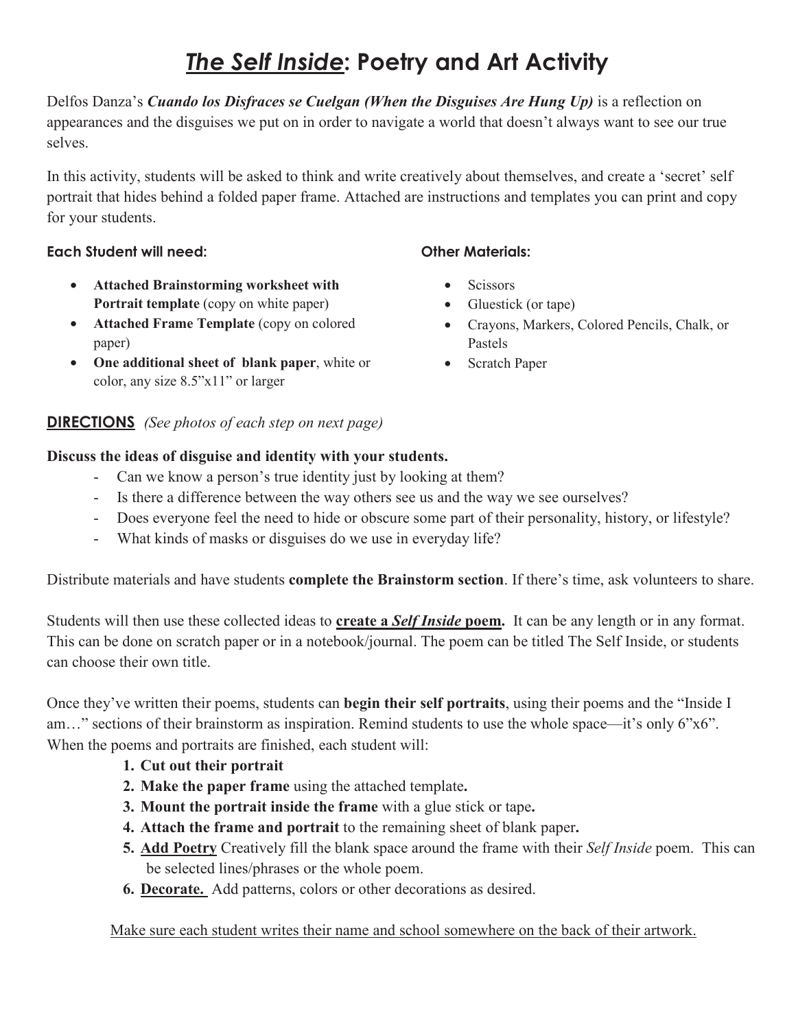# ***The Self Inside*: Poetry and Art Activity**

Delfos Danza's ***Cuando los Disfraces se Cuelgan (When the Disguises Are Hung Up)*** is a reflection on appearances and the disguises we put on in order to navigate a world that doesn't always want to see our true selves.

In this activity, students will be asked to think and write creatively about themselves, and create a 'secret' self portrait that hides behind a folded paper frame. Attached are instructions and templates you can print and copy for your students.

**Each Student will need:**

- **Attached Brainstorming worksheet with Portrait template** (copy on white paper)
- **Attached Frame Template** (copy on colored paper)
- **One additional sheet of blank paper**, white or color, any size 8.5"x11" or larger

**Other Materials:**

- Scissors
- Gluestick (or tape)
- Crayons, Markers, Colored Pencils, Chalk, or Pastels
- Scratch Paper

**DIRECTIONS** *(See photos of each step on next page)*

**Discuss the ideas of disguise and identity with your students.**

- Can we know a person's true identity just by looking at them?
- Is there a difference between the way others see us and the way we see ourselves?
- Does everyone feel the need to hide or obscure some part of their personality, history, or lifestyle?
- What kinds of masks or disguises do we use in everyday life?

Distribute materials and have students **complete the Brainstorm section**. If there's time, ask volunteers to share.

Students will then use these collected ideas to **create a *Self Inside* poem.** It can be any length or in any format. This can be done on scratch paper or in a notebook/journal. The poem can be titled The Self Inside, or students can choose their own title.

Once they've written their poems, students can **begin their self portraits**, using their poems and the "Inside I am…" sections of their brainstorm as inspiration. Remind students to use the whole space—it's only 6"x6". When the poems and portraits are finished, each student will:

1. **Cut out their portrait**
2. **Make the paper frame** using the attached template**.**
3. **Mount the portrait inside the frame** with a glue stick or tape**.**
4. **Attach the frame and portrait** to the remaining sheet of blank paper**.**
5. **Add Poetry** Creatively fill the blank space around the frame with their *Self Inside* poem. This can be selected lines/phrases or the whole poem.
6. **Decorate.** Add patterns, colors or other decorations as desired.

Make sure each student writes their name and school somewhere on the back of their artwork.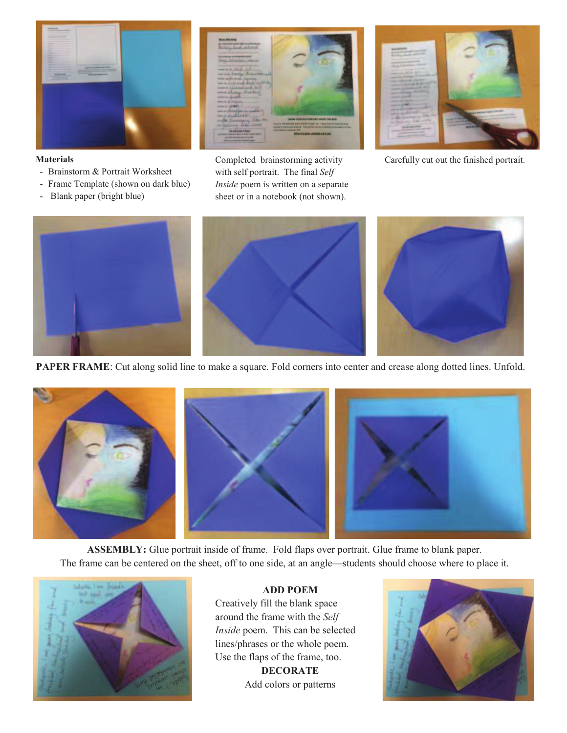**Materials**

- Brainstorm & Portrait Worksheet
- Frame Template (shown on dark blue)
- Blank paper (bright blue)

Completed brainstorming activity with self portrait. The final *Self Inside* poem is written on a separate sheet or in a notebook (not shown).

Carefully cut out the finished portrait.

**PAPER FRAME**: Cut along solid line to make a square. Fold corners into center and crease along dotted lines. Unfold.

**ASSEMBLY:** Glue portrait inside of frame. Fold flaps over portrait. Glue frame to blank paper. The frame can be centered on the sheet, off to one side, at an angle—students should choose where to place it.

**ADD POEM**

Creatively fill the blank space around the frame with the *Self Inside* poem. This can be selected lines/phrases or the whole poem. Use the flaps of the frame, too.

**DECORATE**

Add colors or patterns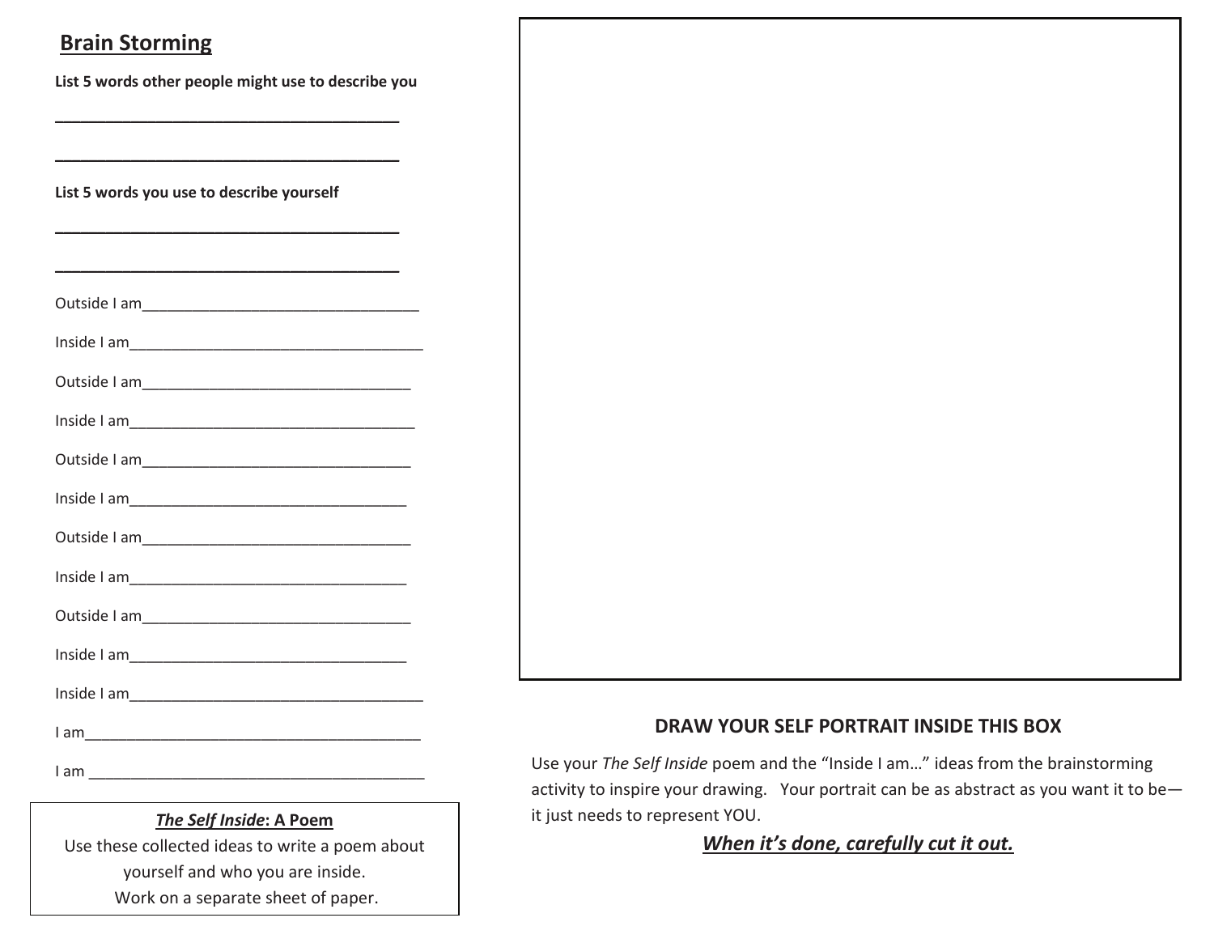## Brain Storming

**List 5 words other people might use to describe you**

**\_\_\_\_\_\_\_\_\_\_\_\_\_\_\_\_\_\_\_\_\_\_\_\_\_\_\_\_\_\_\_\_\_\_\_\_\_\_\_\_**

**\_\_\_\_\_\_\_\_\_\_\_\_\_\_\_\_\_\_\_\_\_\_\_\_\_\_\_\_\_\_\_\_\_\_\_\_\_\_\_\_**

**List 5 words you use to describe yourself**

**\_\_\_\_\_\_\_\_\_\_\_\_\_\_\_\_\_\_\_\_\_\_\_\_\_\_\_\_\_\_\_\_\_\_\_\_\_\_\_\_**

**\_\_\_\_\_\_\_\_\_\_\_\_\_\_\_\_\_\_\_\_\_\_\_\_\_\_\_\_\_\_\_\_\_\_\_\_\_\_\_\_**

Outside I am\_\_\_\_\_\_\_\_\_\_\_\_\_\_\_\_\_\_\_\_\_\_\_\_\_\_\_\_\_\_\_\_\_\_

Inside I am\_\_\_\_\_\_\_\_\_\_\_\_\_\_\_\_\_\_\_\_\_\_\_\_\_\_\_\_\_\_\_\_\_\_\_\_\_

Outside I am\_\_\_\_\_\_\_\_\_\_\_\_\_\_\_\_\_\_\_\_\_\_\_\_\_\_\_\_\_\_\_\_\_\_

Inside I am\_\_\_\_\_\_\_\_\_\_\_\_\_\_\_\_\_\_\_\_\_\_\_\_\_\_\_\_\_\_\_\_\_\_\_\_

Outside I am\_\_\_\_\_\_\_\_\_\_\_\_\_\_\_\_\_\_\_\_\_\_\_\_\_\_\_\_\_\_\_\_\_\_

Inside I am\_\_\_\_\_\_\_\_\_\_\_\_\_\_\_\_\_\_\_\_\_\_\_\_\_\_\_\_\_\_\_\_\_\_\_

Outside I am\_\_\_\_\_\_\_\_\_\_\_\_\_\_\_\_\_\_\_\_\_\_\_\_\_\_\_\_\_\_\_\_\_\_

Inside I am\_\_\_\_\_\_\_\_\_\_\_\_\_\_\_\_\_\_\_\_\_\_\_\_\_\_\_\_\_\_\_\_\_\_\_

Outside I am\_\_\_\_\_\_\_\_\_\_\_\_\_\_\_\_\_\_\_\_\_\_\_\_\_\_\_\_\_\_\_\_\_\_

Inside I am\_\_\_\_\_\_\_\_\_\_\_\_\_\_\_\_\_\_\_\_\_\_\_\_\_\_\_\_\_\_\_\_\_\_\_

Inside I am\_\_\_\_\_\_\_\_\_\_\_\_\_\_\_\_\_\_\_\_\_\_\_\_\_\_\_\_\_\_\_\_\_\_\_\_\_

I am\_\_\_\_\_\_\_\_\_\_\_\_\_\_\_\_\_\_\_\_\_\_\_\_\_\_\_\_\_\_\_\_\_\_\_\_\_\_\_\_\_\_

I am \_\_\_\_\_\_\_\_\_\_\_\_\_\_\_\_\_\_\_\_\_\_\_\_\_\_\_\_\_\_\_\_\_\_\_\_\_\_\_\_\_\_

***The Self Inside*: A Poem**

Use these collected ideas to write a poem about yourself and who you are inside.
Work on a separate sheet of paper.

**DRAW YOUR SELF PORTRAIT INSIDE THIS BOX**

Use your *The Self Inside* poem and the "Inside I am…" ideas from the brainstorming activity to inspire your drawing. Your portrait can be as abstract as you want it to be—it just needs to represent YOU.

***When it's done, carefully cut it out.***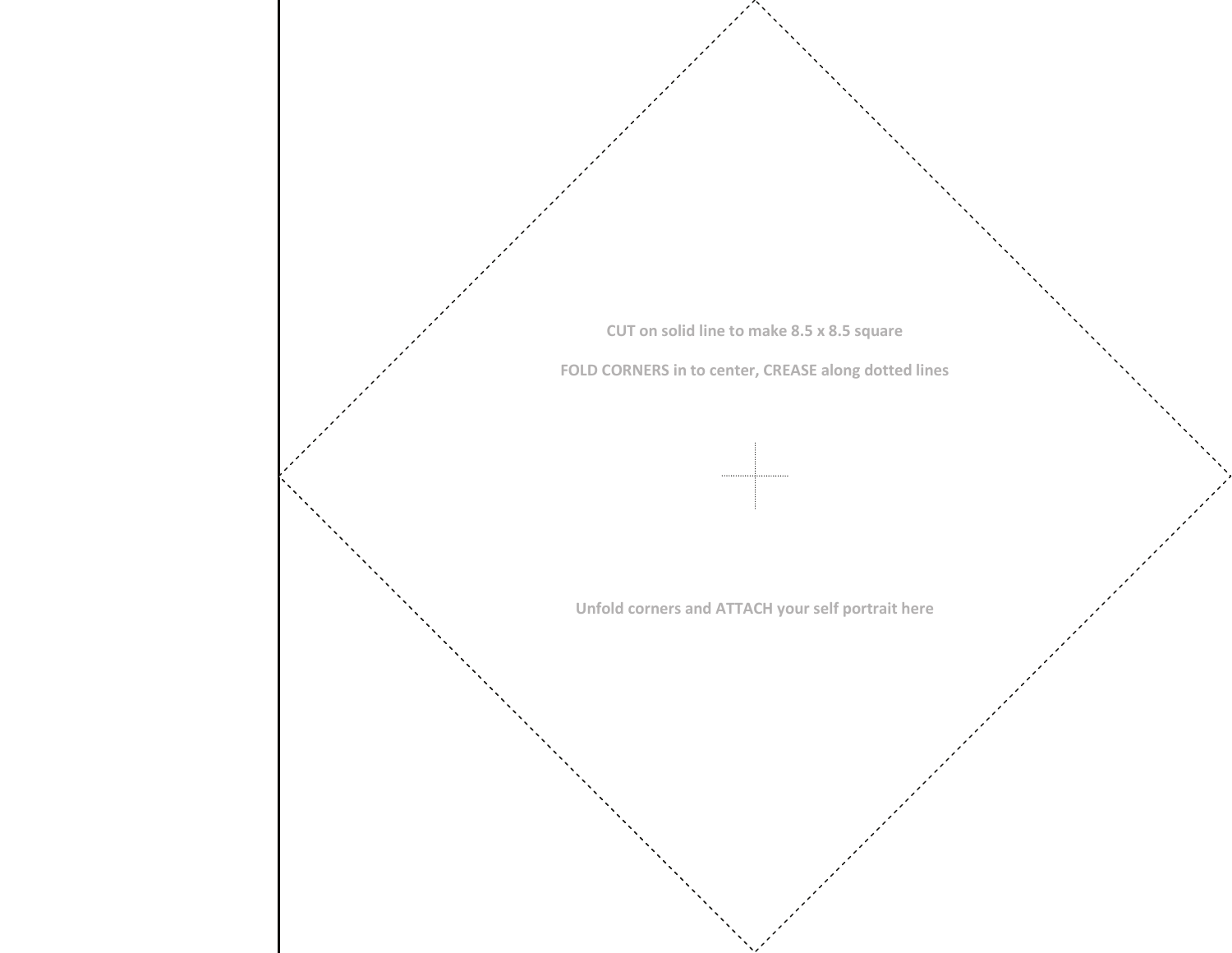CUT on solid line to make 8.5 x 8.5 square

FOLD CORNERS in to center, CREASE along dotted lines

Unfold corners and ATTACH your self portrait here